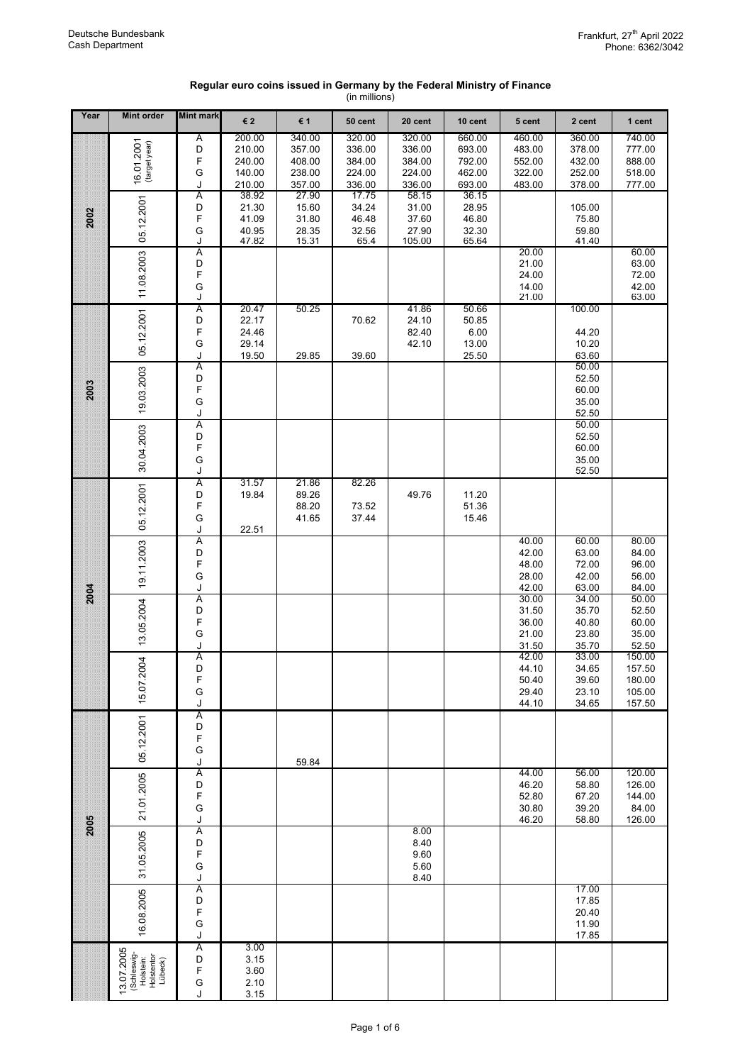Deutsche Bundesbank
Cash Department

Frankfurt, 27th April 2022
Phone: 6362/3042

**Regular euro coins issued in Germany by the Federal Ministry of Finance**
(in millions)

| Year | Mint order | Mint mark | € 2 | € 1 | 50 cent | 20 cent | 10 cent | 5 cent | 2 cent | 1 cent |
|---|---|---|---|---|---|---|---|---|---|---|
| 2002 | 16.01.2001 (target year) | A | 200.00 | 340.00 | 320.00 | 320.00 | 660.00 | 460.00 | 360.00 | 740.00 |
| | | D | 210.00 | 357.00 | 336.00 | 336.00 | 693.00 | 483.00 | 378.00 | 777.00 |
| | | F | 240.00 | 408.00 | 384.00 | 384.00 | 792.00 | 552.00 | 432.00 | 888.00 |
| | | G | 140.00 | 238.00 | 224.00 | 224.00 | 462.00 | 322.00 | 252.00 | 518.00 |
| | | J | 210.00 | 357.00 | 336.00 | 336.00 | 693.00 | 483.00 | 378.00 | 777.00 |
| | 05.12.2001 | A | 38.92 | 27.90 | 17.75 | 58.15 | 36.15 | | | |
| | | D | 21.30 | 15.60 | 34.24 | 31.00 | 28.95 | | 105.00 | |
| | | F | 41.09 | 31.80 | 46.48 | 37.60 | 46.80 | | 75.80 | |
| | | G | 40.95 | 28.35 | 32.56 | 27.90 | 32.30 | | 59.80 | |
| | | J | 47.82 | 15.31 | 65.4 | 105.00 | 65.64 | | 41.40 | |
| | 11.08.2003 | A | | | | | | 20.00 | | 60.00 |
| | | D | | | | | | 21.00 | | 63.00 |
| | | F | | | | | | 24.00 | | 72.00 |
| | | G | | | | | | 14.00 | | 42.00 |
| | | J | | | | | | 21.00 | | 63.00 |
| 2003 | 05.12.2001 | A | 20.47 | 50.25 | | 41.86 | 50.66 | | 100.00 | |
| | | D | 22.17 | | 70.62 | 24.10 | 50.85 | | | |
| | | F | 24.46 | | | 82.40 | 6.00 | | 44.20 | |
| | | G | 29.14 | | | 42.10 | 13.00 | | 10.20 | |
| | | J | 19.50 | 29.85 | 39.60 | | 25.50 | | 63.60 | |
| | 19.03.2003 | A | | | | | | | 50.00 | |
| | | D | | | | | | | 52.50 | |
| | | F | | | | | | | 60.00 | |
| | | G | | | | | | | 35.00 | |
| | | J | | | | | | | 52.50 | |
| | 30.04.2003 | A | | | | | | | 50.00 | |
| | | D | | | | | | | 52.50 | |
| | | F | | | | | | | 60.00 | |
| | | G | | | | | | | 35.00 | |
| | | J | | | | | | | 52.50 | |
| 2004 | 05.12.2001 | A | 31.57 | 21.86 | 82.26 | | | | | |
| | | D | 19.84 | 89.26 | | 49.76 | 11.20 | | | |
| | | F | | 88.20 | 73.52 | | 51.36 | | | |
| | | G | | 41.65 | 37.44 | | 15.46 | | | |
| | | J | 22.51 | | | | | | | |
| | 19.11.2003 | A | | | | | | 40.00 | 60.00 | 80.00 |
| | | D | | | | | | 42.00 | 63.00 | 84.00 |
| | | F | | | | | | 48.00 | 72.00 | 96.00 |
| | | G | | | | | | 28.00 | 42.00 | 56.00 |
| | | J | | | | | | 42.00 | 63.00 | 84.00 |
| | 13.05.2004 | A | | | | | | 30.00 | 34.00 | 50.00 |
| | | D | | | | | | 31.50 | 35.70 | 52.50 |
| | | F | | | | | | 36.00 | 40.80 | 60.00 |
| | | G | | | | | | 21.00 | 23.80 | 35.00 |
| | | J | | | | | | 31.50 | 35.70 | 52.50 |
| | 15.07.2004 | A | | | | | | 42.00 | 33.00 | 150.00 |
| | | D | | | | | | 44.10 | 34.65 | 157.50 |
| | | F | | | | | | 50.40 | 39.60 | 180.00 |
| | | G | | | | | | 29.40 | 23.10 | 105.00 |
| | | J | | | | | | 44.10 | 34.65 | 157.50 |
| 2005 | 05.12.2001 | A | | | | | | | | |
| | | D | | | | | | | | |
| | | F | | | | | | | | |
| | | G | | | | | | | | |
| | | J | | 59.84 | | | | | | |
| | 21.01.2005 | A | | | | | | 44.00 | 56.00 | 120.00 |
| | | D | | | | | | 46.20 | 58.80 | 126.00 |
| | | F | | | | | | 52.80 | 67.20 | 144.00 |
| | | G | | | | | | 30.80 | 39.20 | 84.00 |
| | | J | | | | | | 46.20 | 58.80 | 126.00 |
| | 31.05.2005 | A | | | | 8.00 | | | | |
| | | D | | | | 8.40 | | | | |
| | | F | | | | 9.60 | | | | |
| | | G | | | | 5.60 | | | | |
| | | J | | | | 8.40 | | | | |
| | 16.08.2005 | A | | | | | | | 17.00 | |
| | | D | | | | | | | 17.85 | |
| | | F | | | | | | | 20.40 | |
| | | G | | | | | | | 11.90 | |
| | | J | | | | | | | 17.85 | |
| | 13.07.2005 (Schleswig-Holstein: Holstentor Lübeck) | A | 3.00 | | | | | | | |
| | | D | 3.15 | | | | | | | |
| | | F | 3.60 | | | | | | | |
| | | G | 2.10 | | | | | | | |
| | | J | 3.15 | | | | | | | |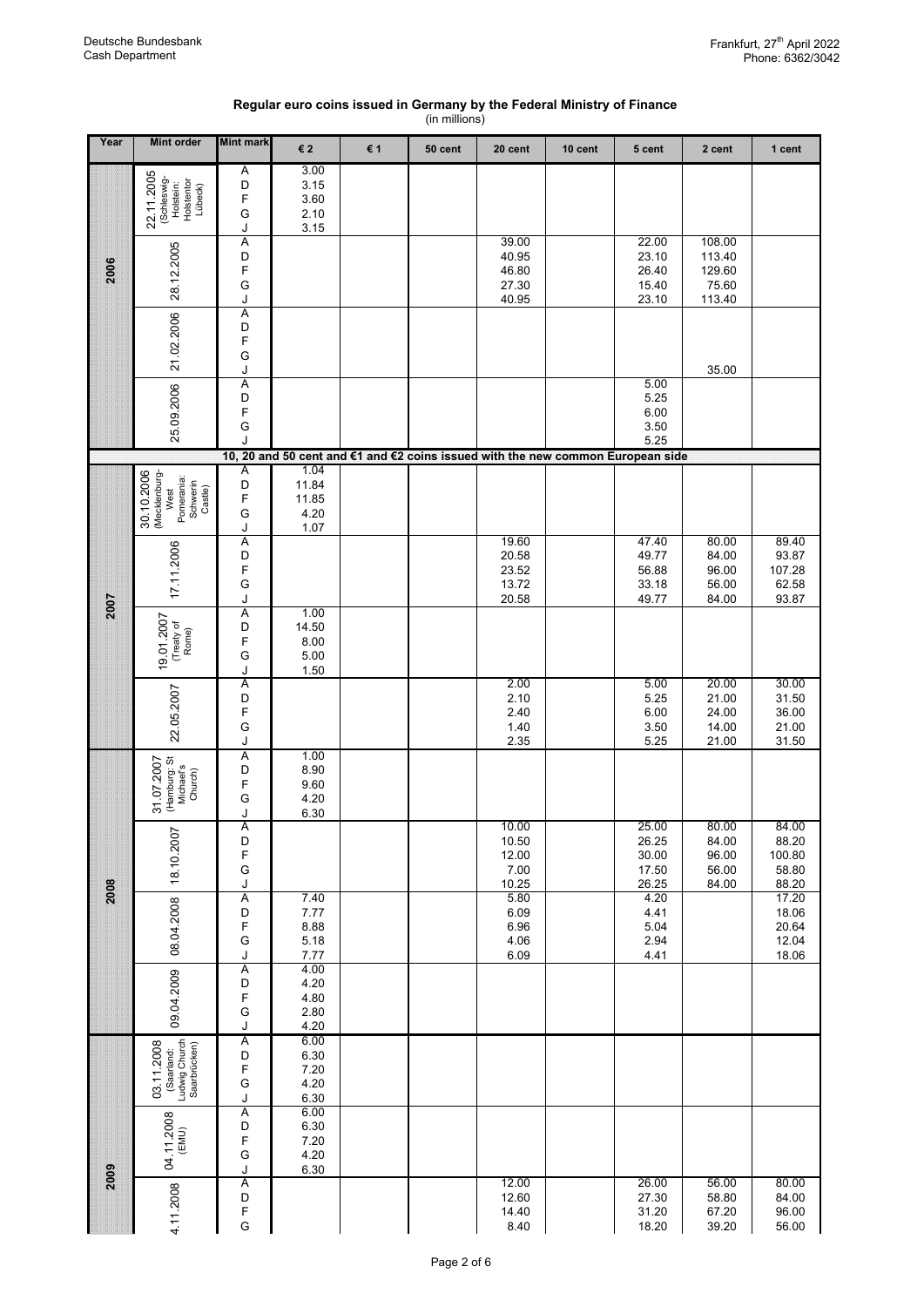Deutsche Bundesbank
Cash Department

Frankfurt, 27th April 2022
Phone: 6362/3042

## Regular euro coins issued in Germany by the Federal Ministry of Finance

(in millions)

| Year | Mint order | Mint mark | € 2 | € 1 | 50 cent | 20 cent | 10 cent | 5 cent | 2 cent | 1 cent |
|---|---|---|---|---|---|---|---|---|---|---|
| 2006 | 22.11.2005 (Schleswig-Holstein: Holstentor Lübeck) | A | 3.00 | | | | | | | |
| | | D | 3.15 | | | | | | | |
| | | F | 3.60 | | | | | | | |
| | | G | 2.10 | | | | | | | |
| | | J | 3.15 | | | | | | | |
| | 28.12.2005 | A | | | | 39.00 | | 22.00 | 108.00 | |
| | | D | | | | 40.95 | | 23.10 | 113.40 | |
| | | F | | | | 46.80 | | 26.40 | 129.60 | |
| | | G | | | | 27.30 | | 15.40 | 75.60 | |
| | | J | | | | 40.95 | | 23.10 | 113.40 | |
| | 21.02.2006 | A | | | | | | | | |
| | | D | | | | | | | | |
| | | F | | | | | | | | |
| | | G | | | | | | | | |
| | | J | | | | | | | 35.00 | |
| | 25.09.2006 | A | | | | | | 5.00 | | |
| | | D | | | | | | 5.25 | | |
| | | F | | | | | | 6.00 | | |
| | | G | | | | | | 3.50 | | |
| | | J | | | | | | 5.25 | | |
| | | | 10, 20 and 50 cent and €1 and €2 coins issued with the new common European side | | | | | | | |
| 2007 | 30.10.2006 (Mecklenburg-West Pomerania: Schwerin Castle) | A | 1.04 | | | | | | | |
| | | D | 11.84 | | | | | | | |
| | | F | 11.85 | | | | | | | |
| | | G | 4.20 | | | | | | | |
| | | J | 1.07 | | | | | | | |
| | 17.11.2006 | A | | | | 19.60 | | 47.40 | 80.00 | 89.40 |
| | | D | | | | 20.58 | | 49.77 | 84.00 | 93.87 |
| | | F | | | | 23.52 | | 56.88 | 96.00 | 107.28 |
| | | G | | | | 13.72 | | 33.18 | 56.00 | 62.58 |
| | | J | | | | 20.58 | | 49.77 | 84.00 | 93.87 |
| | 19.01.2007 (Treaty of Rome) | A | 1.00 | | | | | | | |
| | | D | 14.50 | | | | | | | |
| | | F | 8.00 | | | | | | | |
| | | G | 5.00 | | | | | | | |
| | | J | 1.50 | | | | | | | |
| | 22.05.2007 | A | | | | 2.00 | | 5.00 | 20.00 | 30.00 |
| | | D | | | | 2.10 | | 5.25 | 21.00 | 31.50 |
| | | F | | | | 2.40 | | 6.00 | 24.00 | 36.00 |
| | | G | | | | 1.40 | | 3.50 | 14.00 | 21.00 |
| | | J | | | | 2.35 | | 5.25 | 21.00 | 31.50 |
| 2008 | 31.07.2007 (Hamburg: St Michael's Church) | A | 1.00 | | | | | | | |
| | | D | 8.90 | | | | | | | |
| | | F | 9.60 | | | | | | | |
| | | G | 4.20 | | | | | | | |
| | | J | 6.30 | | | | | | | |
| | 18.10.2007 | A | | | | 10.00 | | 25.00 | 80.00 | 84.00 |
| | | D | | | | 10.50 | | 26.25 | 84.00 | 88.20 |
| | | F | | | | 12.00 | | 30.00 | 96.00 | 100.80 |
| | | G | | | | 7.00 | | 17.50 | 56.00 | 58.80 |
| | | J | | | | 10.25 | | 26.25 | 84.00 | 88.20 |
| | 08.04.2008 | A | 7.40 | | | 5.80 | | 4.20 | | 17.20 |
| | | D | 7.77 | | | 6.09 | | 4.41 | | 18.06 |
| | | F | 8.88 | | | 6.96 | | 5.04 | | 20.64 |
| | | G | 5.18 | | | 4.06 | | 2.94 | | 12.04 |
| | | J | 7.77 | | | 6.09 | | 4.41 | | 18.06 |
| | 09.04.2009 | A | 4.00 | | | | | | | |
| | | D | 4.20 | | | | | | | |
| | | F | 4.80 | | | | | | | |
| | | G | 2.80 | | | | | | | |
| | | J | 4.20 | | | | | | | |
| 2009 | 03.11.2008 (Saarland: Ludwig Church Saarbrücken) | A | 6.00 | | | | | | | |
| | | D | 6.30 | | | | | | | |
| | | F | 7.20 | | | | | | | |
| | | G | 4.20 | | | | | | | |
| | | J | 6.30 | | | | | | | |
| | 04.11.2008 (EMU) | A | 6.00 | | | | | | | |
| | | D | 6.30 | | | | | | | |
| | | F | 7.20 | | | | | | | |
| | | G | 4.20 | | | | | | | |
| | | J | 6.30 | | | | | | | |
| | 4.11.2008 | A | | | | 12.00 | | 26.00 | 56.00 | 80.00 |
| | | D | | | | 12.60 | | 27.30 | 58.80 | 84.00 |
| | | F | | | | 14.40 | | 31.20 | 67.20 | 96.00 |
| | | G | | | | 8.40 | | 18.20 | 39.20 | 56.00 |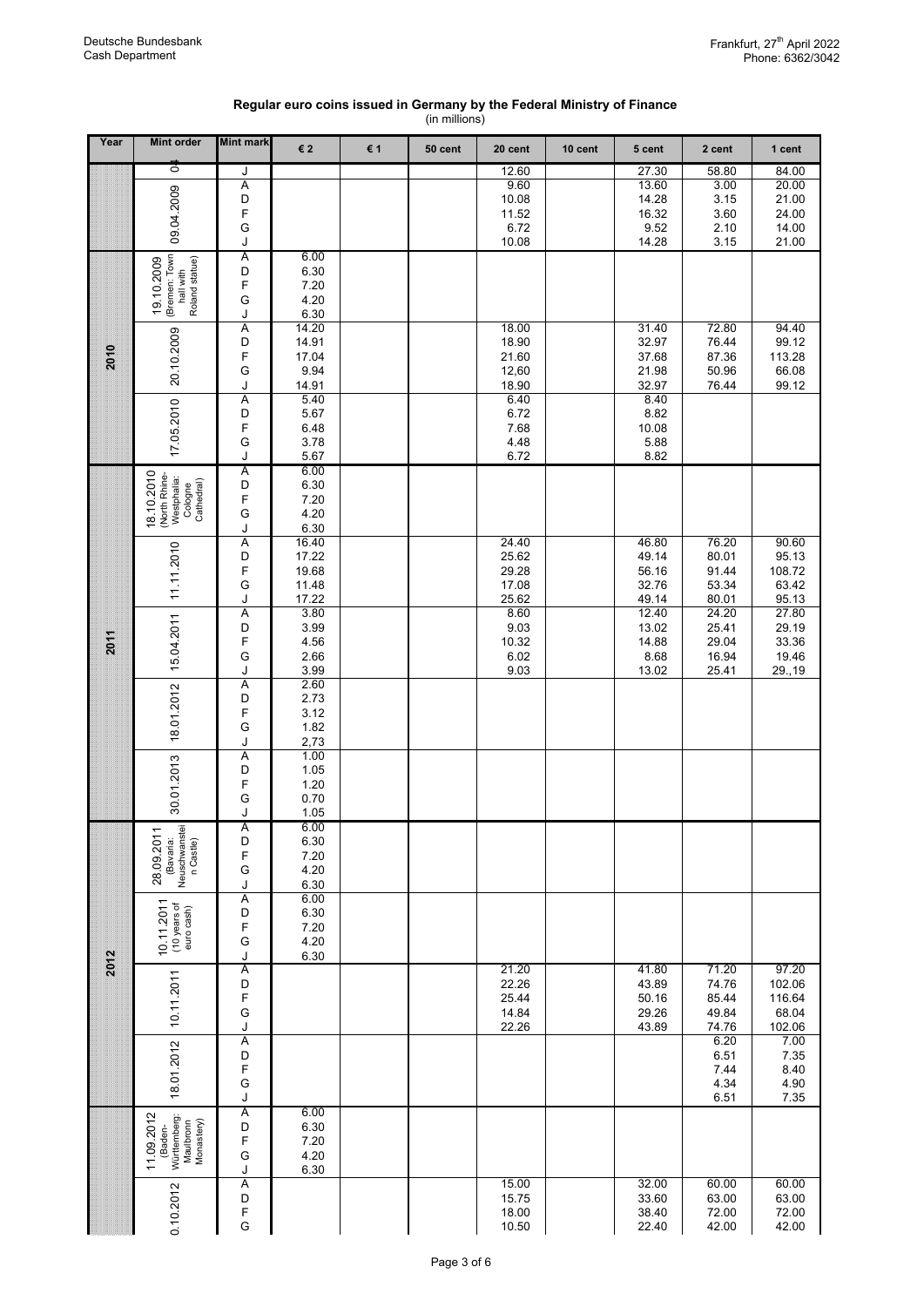Deutsche Bundesbank
Cash Department

Frankfurt, 27th April 2022
Phone: 6362/3042

## Regular euro coins issued in Germany by the Federal Ministry of Finance

(in millions)

| Year | Mint order | Mint mark | € 2 | € 1 | 50 cent | 20 cent | 10 cent | 5 cent | 2 cent | 1 cent |
|---|---|---|---|---|---|---|---|---|---|---|
| | 04 | J | | | | 12.60 | | 27.30 | 58.80 | 84.00 |
| | 09.04.2009 | A | | | | 9.60 | | 13.60 | 3.00 | 20.00 |
| | | D | | | | 10.08 | | 14.28 | 3.15 | 21.00 |
| | | F | | | | 11.52 | | 16.32 | 3.60 | 24.00 |
| | | G | | | | 6.72 | | 9.52 | 2.10 | 14.00 |
| | | J | | | | 10.08 | | 14.28 | 3.15 | 21.00 |
| 2010 | 19.10.2009 (Bremen: Town hall with Roland statue) | A | 6.00 | | | | | | | |
| | | D | 6.30 | | | | | | | |
| | | F | 7.20 | | | | | | | |
| | | G | 4.20 | | | | | | | |
| | | J | 6.30 | | | | | | | |
| | 20.10.2009 | A | 14.20 | | | 18.00 | | 31.40 | 72.80 | 94.40 |
| | | D | 14.91 | | | 18.90 | | 32.97 | 76.44 | 99.12 |
| | | F | 17.04 | | | 21.60 | | 37.68 | 87.36 | 113.28 |
| | | G | 9.94 | | | 12,60 | | 21.98 | 50.96 | 66.08 |
| | | J | 14.91 | | | 18.90 | | 32.97 | 76.44 | 99.12 |
| | 17.05.2010 | A | 5.40 | | | 6.40 | | 8.40 | | |
| | | D | 5.67 | | | 6.72 | | 8.82 | | |
| | | F | 6.48 | | | 7.68 | | 10.08 | | |
| | | G | 3.78 | | | 4.48 | | 5.88 | | |
| | | J | 5.67 | | | 6.72 | | 8.82 | | |
| 2011 | 18.10.2010 (North Rhine-Westphalia: Cologne Cathedral) | A | 6.00 | | | | | | | |
| | | D | 6.30 | | | | | | | |
| | | F | 7.20 | | | | | | | |
| | | G | 4.20 | | | | | | | |
| | | J | 6.30 | | | | | | | |
| | 11.11.2010 | A | 16.40 | | | 24.40 | | 46.80 | 76.20 | 90.60 |
| | | D | 17.22 | | | 25.62 | | 49.14 | 80.01 | 95.13 |
| | | F | 19.68 | | | 29.28 | | 56.16 | 91.44 | 108.72 |
| | | G | 11.48 | | | 17.08 | | 32.76 | 53.34 | 63.42 |
| | | J | 17.22 | | | 25.62 | | 49.14 | 80.01 | 95.13 |
| | 15.04.2011 | A | 3.80 | | | 8.60 | | 12.40 | 24.20 | 27.80 |
| | | D | 3.99 | | | 9.03 | | 13.02 | 25.41 | 29.19 |
| | | F | 4.56 | | | 10.32 | | 14.88 | 29.04 | 33.36 |
| | | G | 2.66 | | | 6.02 | | 8.68 | 16.94 | 19.46 |
| | | J | 3.99 | | | 9.03 | | 13.02 | 25.41 | 29.,19 |
| | 18.01.2012 | A | 2.60 | | | | | | | |
| | | D | 2.73 | | | | | | | |
| | | F | 3.12 | | | | | | | |
| | | G | 1.82 | | | | | | | |
| | | J | 2,73 | | | | | | | |
| | 30.01.2013 | A | 1.00 | | | | | | | |
| | | D | 1.05 | | | | | | | |
| | | F | 1.20 | | | | | | | |
| | | G | 0.70 | | | | | | | |
| | | J | 1.05 | | | | | | | |
| 2012 | 28.09.2011 (Bavaria: Neuschwanstein Castle) | A | 6.00 | | | | | | | |
| | | D | 6.30 | | | | | | | |
| | | F | 7.20 | | | | | | | |
| | | G | 4.20 | | | | | | | |
| | | J | 6.30 | | | | | | | |
| | 10.11.2011 (10 years of euro cash) | A | 6.00 | | | | | | | |
| | | D | 6.30 | | | | | | | |
| | | F | 7.20 | | | | | | | |
| | | G | 4.20 | | | | | | | |
| | | J | 6.30 | | | | | | | |
| | 10.11.2011 | A | | | | 21.20 | | 41.80 | 71.20 | 97.20 |
| | | D | | | | 22.26 | | 43.89 | 74.76 | 102.06 |
| | | F | | | | 25.44 | | 50.16 | 85.44 | 116.64 |
| | | G | | | | 14.84 | | 29.26 | 49.84 | 68.04 |
| | | J | | | | 22.26 | | 43.89 | 74.76 | 102.06 |
| | 18.01.2012 | A | | | | | | | 6.20 | 7.00 |
| | | D | | | | | | | 6.51 | 7.35 |
| | | F | | | | | | | 7.44 | 8.40 |
| | | G | | | | | | | 4.34 | 4.90 |
| | | J | | | | | | | 6.51 | 7.35 |
| | 11.09.2012 (Baden-Württemberg: Maulbronn Monastery) | A | 6.00 | | | | | | | |
| | | D | 6.30 | | | | | | | |
| | | F | 7.20 | | | | | | | |
| | | G | 4.20 | | | | | | | |
| | | J | 6.30 | | | | | | | |
| | 0.10.2012 | A | | | | 15.00 | | 32.00 | 60.00 | 60.00 |
| | | D | | | | 15.75 | | 33.60 | 63.00 | 63.00 |
| | | F | | | | 18.00 | | 38.40 | 72.00 | 72.00 |
| | | G | | | | 10.50 | | 22.40 | 42.00 | 42.00 |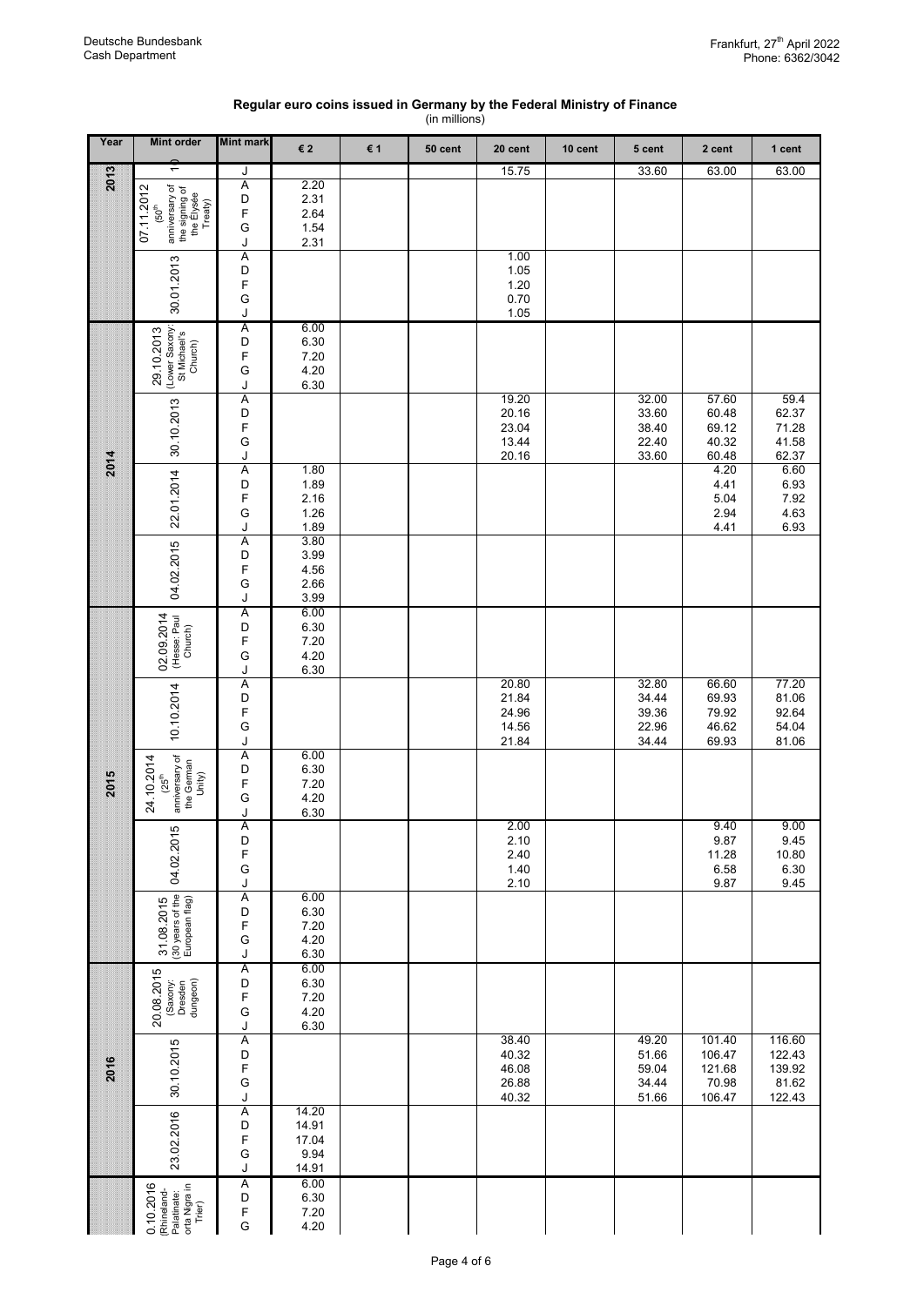Deutsche Bundesbank
Cash Department

Frankfurt, 27th April 2022
Phone: 6362/3042

## Regular euro coins issued in Germany by the Federal Ministry of Finance

(in millions)

| Year | Mint order | Mint mark | € 2 | € 1 | 50 cent | 20 cent | 10 cent | 5 cent | 2 cent | 1 cent |
|---|---|---|---|---|---|---|---|---|---|---|
| 2013 | 1) | J | | | | 15.75 | | 33.60 | 63.00 | 63.00 |
| | 07.11.2012 (60th anniversary of the signing of the Elysée Treaty) | A | 2.20 | | | | | | | |
| | | D | 2.31 | | | | | | | |
| | | F | 2.64 | | | | | | | |
| | | G | 1.54 | | | | | | | |
| | | J | 2.31 | | | | | | | |
| | 30.01.2013 | A | | | | 1.00 | | | | |
| | | D | | | | 1.05 | | | | |
| | | F | | | | 1.20 | | | | |
| | | G | | | | 0.70 | | | | |
| | | J | | | | 1.05 | | | | |
| 2014 | 29.10.2013 (Lower Saxony: St Michael's Church) | A | 6.00 | | | | | | | |
| | | D | 6.30 | | | | | | | |
| | | F | 7.20 | | | | | | | |
| | | G | 4.20 | | | | | | | |
| | | J | 6.30 | | | | | | | |
| | 30.10.2013 | A | | | | 19.20 | | 32.00 | 57.60 | 59.4 |
| | | D | | | | 20.16 | | 33.60 | 60.48 | 62.37 |
| | | F | | | | 23.04 | | 38.40 | 69.12 | 71.28 |
| | | G | | | | 13.44 | | 22.40 | 40.32 | 41.58 |
| | | J | | | | 20.16 | | 33.60 | 60.48 | 62.37 |
| | 22.01.2014 | A | 1.80 | | | | | | 4.20 | 6.60 |
| | | D | 1.89 | | | | | | 4.41 | 6.93 |
| | | F | 2.16 | | | | | | 5.04 | 7.92 |
| | | G | 1.26 | | | | | | 2.94 | 4.63 |
| | | J | 1.89 | | | | | | 4.41 | 6.93 |
| | 04.02.2015 | A | 3.80 | | | | | | | |
| | | D | 3.99 | | | | | | | |
| | | F | 4.56 | | | | | | | |
| | | G | 2.66 | | | | | | | |
| | | J | 3.99 | | | | | | | |
| 2015 | 02.09.2014 (Hesse: Paul Church) | A | 6.00 | | | | | | | |
| | | D | 6.30 | | | | | | | |
| | | F | 7.20 | | | | | | | |
| | | G | 4.20 | | | | | | | |
| | | J | 6.30 | | | | | | | |
| | 10.10.2014 | A | | | | 20.80 | | 32.80 | 66.60 | 77.20 |
| | | D | | | | 21.84 | | 34.44 | 69.93 | 81.06 |
| | | F | | | | 24.96 | | 39.36 | 79.92 | 92.64 |
| | | G | | | | 14.56 | | 22.96 | 46.62 | 54.04 |
| | | J | | | | 21.84 | | 34.44 | 69.93 | 81.06 |
| | 24.10.2014 (25th anniversary of the German Unity) | A | 6.00 | | | | | | | |
| | | D | 6.30 | | | | | | | |
| | | F | 7.20 | | | | | | | |
| | | G | 4.20 | | | | | | | |
| | | J | 6.30 | | | | | | | |
| | 04.02.2015 | A | | | | 2.00 | | | 9.40 | 9.00 |
| | | D | | | | 2.10 | | | 9.87 | 9.45 |
| | | F | | | | 2.40 | | | 11.28 | 10.80 |
| | | G | | | | 1.40 | | | 6.58 | 6.30 |
| | | J | | | | 2.10 | | | 9.87 | 9.45 |
| | 31.08.2015 (30 years of the European flag) | A | 6.00 | | | | | | | |
| | | D | 6.30 | | | | | | | |
| | | F | 7.20 | | | | | | | |
| | | G | 4.20 | | | | | | | |
| | | J | 6.30 | | | | | | | |
| 2016 | 20.08.2015 (Saxony: Dresden dungeon) | A | 6.00 | | | | | | | |
| | | D | 6.30 | | | | | | | |
| | | F | 7.20 | | | | | | | |
| | | G | 4.20 | | | | | | | |
| | | J | 6.30 | | | | | | | |
| | 30.10.2015 | A | | | | 38.40 | | 49.20 | 101.40 | 116.60 |
| | | D | | | | 40.32 | | 51.66 | 106.47 | 122.43 |
| | | F | | | | 46.08 | | 59.04 | 121.68 | 139.92 |
| | | G | | | | 26.88 | | 34.44 | 70.98 | 81.62 |
| | | J | | | | 40.32 | | 51.66 | 106.47 | 122.43 |
| | 23.02.2016 | A | 14.20 | | | | | | | |
| | | D | 14.91 | | | | | | | |
| | | F | 17.04 | | | | | | | |
| | | G | 9.94 | | | | | | | |
| | | J | 14.91 | | | | | | | |
| | 0.10.2016 (Rhineland-Palatinate: orta Nigra in Trier) | A | 6.00 | | | | | | | |
| | | D | 6.30 | | | | | | | |
| | | F | 7.20 | | | | | | | |
| | | G | 4.20 | | | | | | | |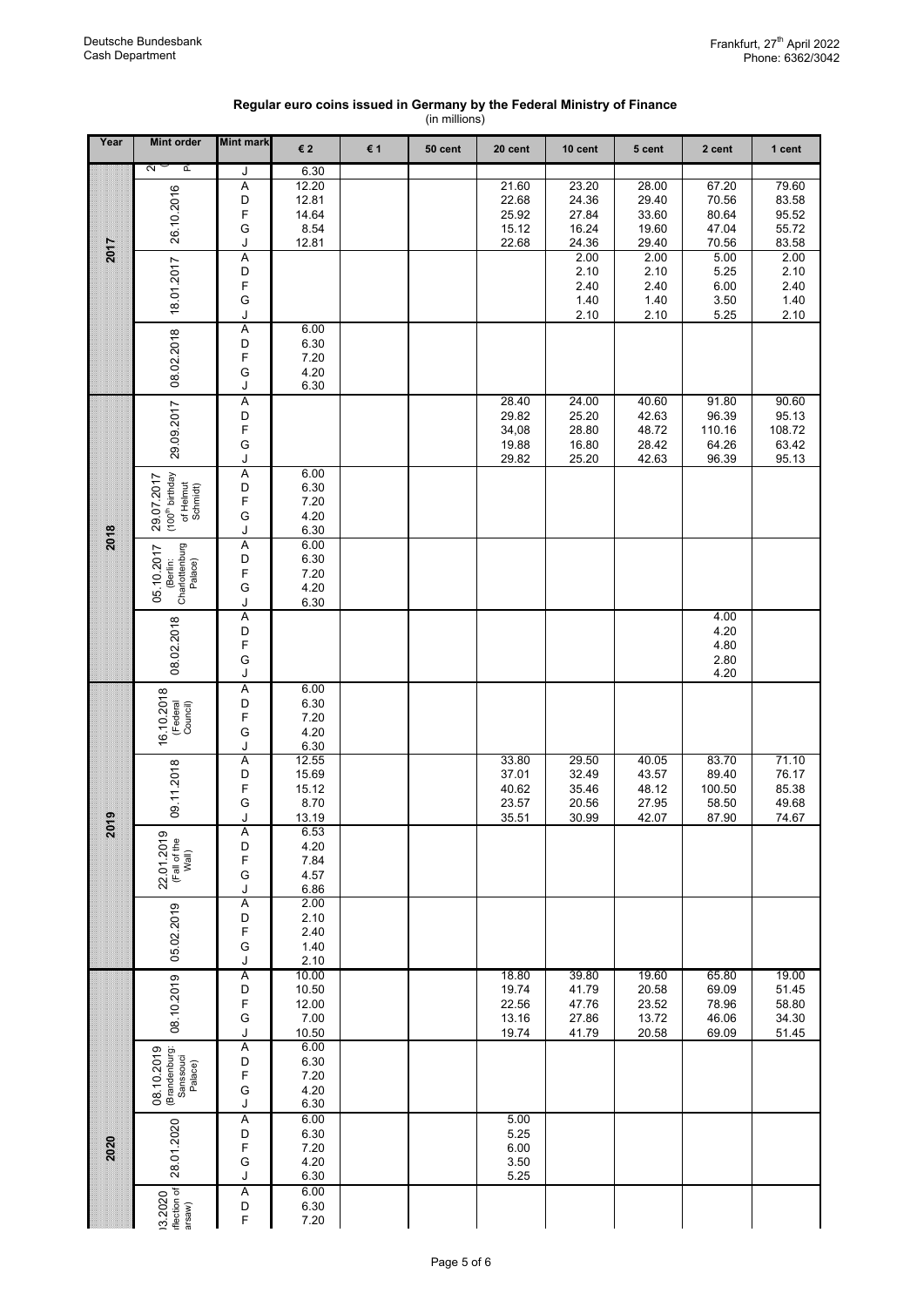**Regular euro coins issued in Germany by the Federal Ministry of Finance**
(in millions)

| Year | Mint order | Mint mark | € 2 | € 1 | 50 cent | 20 cent | 10 cent | 5 cent | 2 cent | 1 cent |
|---|---|---|---|---|---|---|---|---|---|---|
| | 2... P... | J | 6.30 | | | | | | | |
| 2017 | 26.10.2016 | A | 12.20 | | | 21.60 | 23.20 | 28.00 | 67.20 | 79.60 |
| | | D | 12.81 | | | 22.68 | 24.36 | 29.40 | 70.56 | 83.58 |
| | | F | 14.64 | | | 25.92 | 27.84 | 33.60 | 80.64 | 95.52 |
| | | G | 8.54 | | | 15.12 | 16.24 | 19.60 | 47.04 | 55.72 |
| | | J | 12.81 | | | 22.68 | 24.36 | 29.40 | 70.56 | 83.58 |
| | 18.01.2017 | A | | | | | 2.00 | 2.00 | 5.00 | 2.00 |
| | | D | | | | | 2.10 | 2.10 | 5.25 | 2.10 |
| | | F | | | | | 2.40 | 2.40 | 6.00 | 2.40 |
| | | G | | | | | 1.40 | 1.40 | 3.50 | 1.40 |
| | | J | | | | | 2.10 | 2.10 | 5.25 | 2.10 |
| | 08.02.2018 | A | 6.00 | | | | | | | |
| | | D | 6.30 | | | | | | | |
| | | F | 7.20 | | | | | | | |
| | | G | 4.20 | | | | | | | |
| | | J | 6.30 | | | | | | | |
| 2018 | 29.09.2017 | A | | | | 28.40 | 24.00 | 40.60 | 91.80 | 90.60 |
| | | D | | | | 29.82 | 25.20 | 42.63 | 96.39 | 95.13 |
| | | F | | | | 34,08 | 28.80 | 48.72 | 110.16 | 108.72 |
| | | G | | | | 19.88 | 16.80 | 28.42 | 64.26 | 63.42 |
| | | J | | | | 29.82 | 25.20 | 42.63 | 96.39 | 95.13 |
| | 29.07.2017 (100th birthday of Helmut Schmidt) | A | 6.00 | | | | | | | |
| | | D | 6.30 | | | | | | | |
| | | F | 7.20 | | | | | | | |
| | | G | 4.20 | | | | | | | |
| | | J | 6.30 | | | | | | | |
| | 05.10.2017 (Berlin: Charlottenburg Palace) | A | 6.00 | | | | | | | |
| | | D | 6.30 | | | | | | | |
| | | F | 7.20 | | | | | | | |
| | | G | 4.20 | | | | | | | |
| | | J | 6.30 | | | | | | | |
| | 08.02.2018 | A | | | | | | | 4.00 | |
| | | D | | | | | | | 4.20 | |
| | | F | | | | | | | 4.80 | |
| | | G | | | | | | | 2.80 | |
| | | J | | | | | | | 4.20 | |
| 2019 | 16.10.2018 (Federal Council) | A | 6.00 | | | | | | | |
| | | D | 6.30 | | | | | | | |
| | | F | 7.20 | | | | | | | |
| | | G | 4.20 | | | | | | | |
| | | J | 6.30 | | | | | | | |
| | 09.11.2018 | A | 12.55 | | | 33.80 | 29.50 | 40.05 | 83.70 | 71.10 |
| | | D | 15.69 | | | 37.01 | 32.49 | 43.57 | 89.40 | 76.17 |
| | | F | 15.12 | | | 40.62 | 35.46 | 48.12 | 100.50 | 85.38 |
| | | G | 8.70 | | | 23.57 | 20.56 | 27.95 | 58.50 | 49.68 |
| | | J | 13.19 | | | 35.51 | 30.99 | 42.07 | 87.90 | 74.67 |
| | 22.01.2019 (Fall of the Wall) | A | 6.53 | | | | | | | |
| | | D | 4.20 | | | | | | | |
| | | F | 7.84 | | | | | | | |
| | | G | 4.57 | | | | | | | |
| | | J | 6.86 | | | | | | | |
| | 05.02.2019 | A | 2.00 | | | | | | | |
| | | D | 2.10 | | | | | | | |
| | | F | 2.40 | | | | | | | |
| | | G | 1.40 | | | | | | | |
| | | J | 2.10 | | | | | | | |
| 2020 | 08.10.2019 | A | 10.00 | | | 18.80 | 39.80 | 19.60 | 65.80 | 19.00 |
| | | D | 10.50 | | | 19.74 | 41.79 | 20.58 | 69.09 | 51.45 |
| | | F | 12.00 | | | 22.56 | 47.76 | 23.52 | 78.96 | 58.80 |
| | | G | 7.00 | | | 13.16 | 27.86 | 13.72 | 46.06 | 34.30 |
| | | J | 10.50 | | | 19.74 | 41.79 | 20.58 | 69.09 | 51.45 |
| | 08.10.2019 (Brandenburg: Sanssouci Palace) | A | 6.00 | | | | | | | |
| | | D | 6.30 | | | | | | | |
| | | F | 7.20 | | | | | | | |
| | | G | 4.20 | | | | | | | |
| | | J | 6.30 | | | | | | | |
| | 28.01.2020 | A | 6.00 | | | 5.00 | | | | |
| | | D | 6.30 | | | 5.25 | | | | |
| | | F | 7.20 | | | 6.00 | | | | |
| | | G | 4.20 | | | 3.50 | | | | |
| | | J | 6.30 | | | 5.25 | | | | |
| | ...3.2020 (...flection of ...arsaw) | A | 6.00 | | | | | | | |
| | | D | 6.30 | | | | | | | |
| | | F | 7.20 | | | | | | | |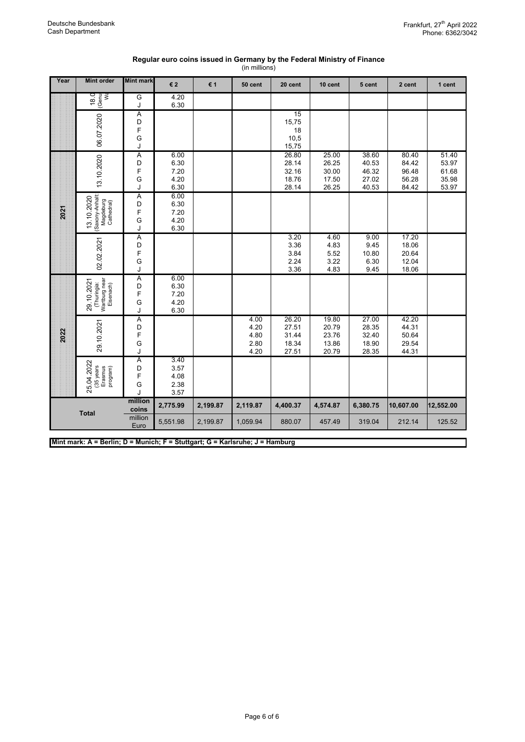Deutsche Bundesbank
Cash Department

Frankfurt, 27th April 2022
Phone: 6362/3042

**Regular euro coins issued in Germany by the Federal Ministry of Finance**
(in millions)

| Year | Mint order | Mint mark | € 2 | € 1 | 50 cent | 20 cent | 10 cent | 5 cent | 2 cent | 1 cent |
|---|---|---|---|---|---|---|---|---|---|---|
| | 18.0 (Genu Wa | G | 4.20 | | | | | | | |
| | | J | 6.30 | | | | | | | |
| | 06.07.2020 | A | | | | 15 | | | | |
| | | D | | | | 15,75 | | | | |
| | | F | | | | 18 | | | | |
| | | G | | | | 10,5 | | | | |
| | | J | | | | 15,75 | | | | |
| 2021 | 13.10.2020 | A | 6.00 | | | 26.80 | 25.00 | 38.60 | 80.40 | 51.40 |
| | | D | 6.30 | | | 28.14 | 26.25 | 40.53 | 84.42 | 53.97 |
| | | F | 7.20 | | | 32.16 | 30.00 | 46.32 | 96.48 | 61.68 |
| | | G | 4.20 | | | 18.76 | 17.50 | 27.02 | 56.28 | 35.98 |
| | | J | 6.30 | | | 28.14 | 26.25 | 40.53 | 84.42 | 53.97 |
| | 13.10.2020 (Saxony-Anhalt: Magdeburg Cathedral) | A | 6.00 | | | | | | | |
| | | D | 6.30 | | | | | | | |
| | | F | 7.20 | | | | | | | |
| | | G | 4.20 | | | | | | | |
| | | J | 6.30 | | | | | | | |
| | 02.02.2021 | A | | | | 3.20 | 4.60 | 9.00 | 17.20 | |
| | | D | | | | 3.36 | 4.83 | 9.45 | 18.06 | |
| | | F | | | | 3.84 | 5.52 | 10.80 | 20.64 | |
| | | G | | | | 2.24 | 3.22 | 6.30 | 12.04 | |
| | | J | | | | 3.36 | 4.83 | 9.45 | 18.06 | |
| 2022 | 29.10.2021 (Thuringia: Wartburg near Eisenach) | A | 6.00 | | | | | | | |
| | | D | 6.30 | | | | | | | |
| | | F | 7.20 | | | | | | | |
| | | G | 4.20 | | | | | | | |
| | | J | 6.30 | | | | | | | |
| | 29.10.2021 | A | | | 4.00 | 26.20 | 19.80 | 27.00 | 42.20 | |
| | | D | | | 4.20 | 27.51 | 20.79 | 28.35 | 44.31 | |
| | | F | | | 4.80 | 31.44 | 23.76 | 32.40 | 50.64 | |
| | | G | | | 2.80 | 18.34 | 13.86 | 18.90 | 29.54 | |
| | | J | | | 4.20 | 27.51 | 20.79 | 28.35 | 44.31 | |
| | 25.04.2022 (35 years Erasmus program) | A | 3.40 | | | | | | | |
| | | D | 3.57 | | | | | | | |
| | | F | 4.08 | | | | | | | |
| | | G | 2.38 | | | | | | | |
| | | J | 3.57 | | | | | | | |
| **Total** | | **million coins** | **2,775.99** | **2,199.87** | **2,119.87** | **4,400.37** | **4,574.87** | **6,380.75** | **10,607.00** | **12,552.00** |
| | | million Euro | 5,551.98 | 2,199.87 | 1,059.94 | 880.07 | 457.49 | 319.04 | 212.14 | 125.52 |

**Mint mark: A = Berlin; D = Munich; F = Stuttgart; G = Karlsruhe; J = Hamburg**